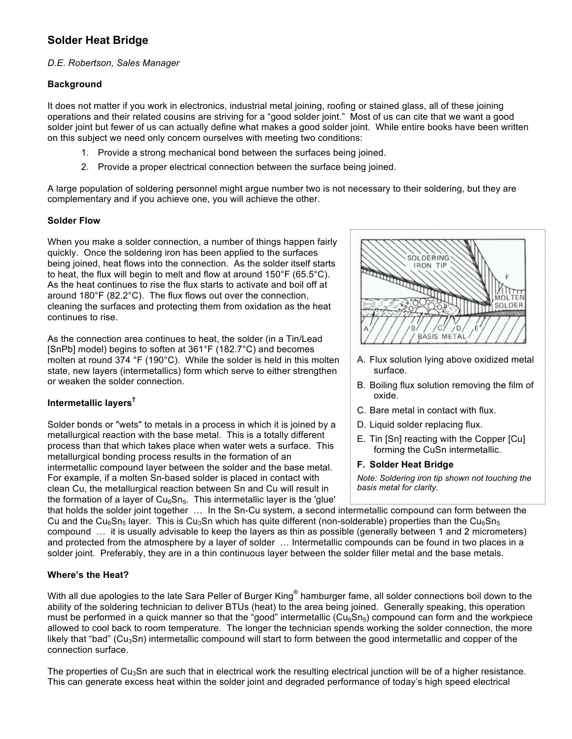# Solder Heat Bridge

*D.E. Robertson, Sales Manager*

### Background

It does not matter if you work in electronics, industrial metal joining, roofing or stained glass, all of these joining operations and their related cousins are striving for a "good solder joint." Most of us can cite that we want a good solder joint but fewer of us can actually define what makes a good solder joint. While entire books have been written on this subject we need only concern ourselves with meeting two conditions:

1. Provide a strong mechanical bond between the surfaces being joined.
2. Provide a proper electrical connection between the surface being joined.

A large population of soldering personnel might argue number two is not necessary to their soldering, but they are complementary and if you achieve one, you will achieve the other.

### Solder Flow

When you make a solder connection, a number of things happen fairly quickly. Once the soldering iron has been applied to the surfaces being joined, heat flows into the connection. As the solder itself starts to heat, the flux will begin to melt and flow at around 150°F (65.5°C). As the heat continues to rise the flux starts to activate and boil off at around 180°F (82.2°C). The flux flows out over the connection, cleaning the surfaces and protecting them from oxidation as the heat continues to rise.

As the connection area continues to heat, the solder (in a Tin/Lead [SnPb] model) begins to soften at 361°F (182.7°C) and becomes molten at round 374 °F (190°C). While the solder is held in this molten state, new layers (intermetallics) form which serve to either strengthen or weaken the solder connection.

A. Flux solution lying above oxidized metal surface.
B. Boiling flux solution removing the film of oxide.
C. Bare metal in contact with flux.
D. Liquid solder replacing flux.
E. Tin [Sn] reacting with the Copper [Cu] forming the CuSn intermetallic.
**F. Solder Heat Bridge**

*Note: Soldering iron tip shown not touching the basis metal for clarity.*

### Intermetallic layers†

Solder bonds or "wets" to metals in a process in which it is joined by a metallurgical reaction with the base metal. This is a totally different process than that which takes place when water wets a surface. This metallurgical bonding process results in the formation of an intermetallic compound layer between the solder and the base metal. For example, if a molten Sn-based solder is placed in contact with clean Cu, the metallurgical reaction between Sn and Cu will result in the formation of a layer of $Cu_6Sn_5$. This intermetallic layer is the 'glue' that holds the solder joint together … In the Sn-Cu system, a second intermetallic compound can form between the Cu and the $Cu_6Sn_5$ layer. This is $Cu_3Sn$ which has quite different (non-solderable) properties than the $Cu_6Sn_5$ compound … it is usually advisable to keep the layers as thin as possible (generally between 1 and 2 micrometers) and protected from the atmosphere by a layer of solder … Intermetallic compounds can be found in two places in a solder joint. Preferably, they are in a thin continuous layer between the solder filler metal and the base metals.

### Where's the Heat?

With all due apologies to the late Sara Peller of Burger King® hamburger fame, all solder connections boil down to the ability of the soldering technician to deliver BTUs (heat) to the area being joined. Generally speaking, this operation must be performed in a quick manner so that the "good" intermetallic ($Cu_6Sn_5$) compound can form and the workpiece allowed to cool back to room temperature. The longer the technician spends working the solder connection, the more likely that "bad" ($Cu_3Sn$) intermetallic compound will start to form between the good intermetallic and copper of the connection surface.

The properties of $Cu_3Sn$ are such that in electrical work the resulting electrical junction will be of a higher resistance. This can generate excess heat within the solder joint and degraded performance of today's high speed electrical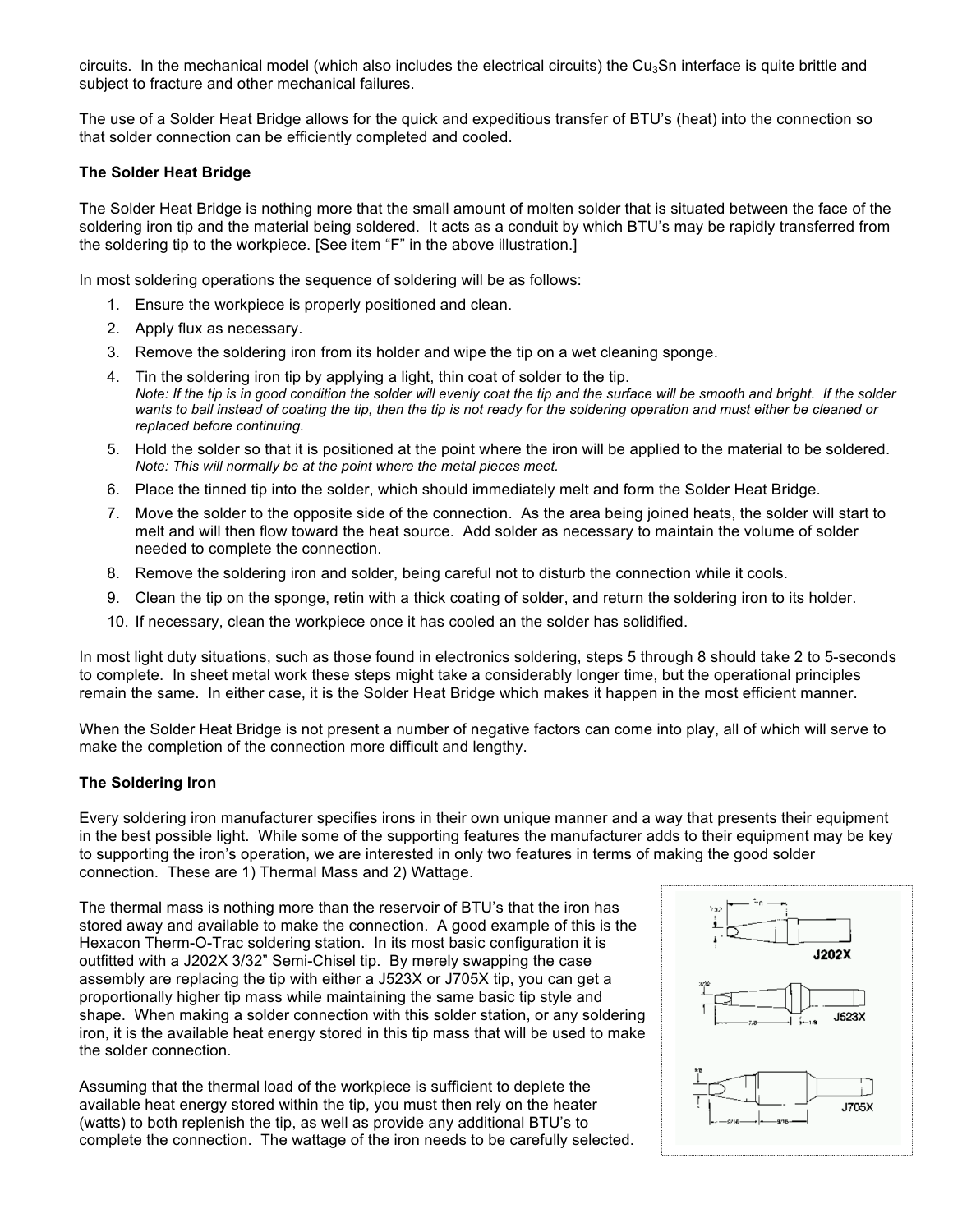circuits. In the mechanical model (which also includes the electrical circuits) the $Cu_3Sn$ interface is quite brittle and subject to fracture and other mechanical failures.

The use of a Solder Heat Bridge allows for the quick and expeditious transfer of BTU's (heat) into the connection so that solder connection can be efficiently completed and cooled.

**The Solder Heat Bridge**

The Solder Heat Bridge is nothing more that the small amount of molten solder that is situated between the face of the soldering iron tip and the material being soldered. It acts as a conduit by which BTU's may be rapidly transferred from the soldering tip to the workpiece. [See item "F" in the above illustration.]

In most soldering operations the sequence of soldering will be as follows:

1. Ensure the workpiece is properly positioned and clean.
2. Apply flux as necessary.
3. Remove the soldering iron from its holder and wipe the tip on a wet cleaning sponge.
4. Tin the soldering iron tip by applying a light, thin coat of solder to the tip.
   *Note: If the tip is in good condition the solder will evenly coat the tip and the surface will be smooth and bright. If the solder wants to ball instead of coating the tip, then the tip is not ready for the soldering operation and must either be cleaned or replaced before continuing.*
5. Hold the solder so that it is positioned at the point where the iron will be applied to the material to be soldered.
   *Note: This will normally be at the point where the metal pieces meet.*
6. Place the tinned tip into the solder, which should immediately melt and form the Solder Heat Bridge.
7. Move the solder to the opposite side of the connection. As the area being joined heats, the solder will start to melt and will then flow toward the heat source. Add solder as necessary to maintain the volume of solder needed to complete the connection.
8. Remove the soldering iron and solder, being careful not to disturb the connection while it cools.
9. Clean the tip on the sponge, retin with a thick coating of solder, and return the soldering iron to its holder.
10. If necessary, clean the workpiece once it has cooled an the solder has solidified.

In most light duty situations, such as those found in electronics soldering, steps 5 through 8 should take 2 to 5-seconds to complete. In sheet metal work these steps might take a considerably longer time, but the operational principles remain the same. In either case, it is the Solder Heat Bridge which makes it happen in the most efficient manner.

When the Solder Heat Bridge is not present a number of negative factors can come into play, all of which will serve to make the completion of the connection more difficult and lengthy.

**The Soldering Iron**

Every soldering iron manufacturer specifies irons in their own unique manner and a way that presents their equipment in the best possible light. While some of the supporting features the manufacturer adds to their equipment may be key to supporting the iron's operation, we are interested in only two features in terms of making the good solder connection. These are 1) Thermal Mass and 2) Wattage.

The thermal mass is nothing more than the reservoir of BTU's that the iron has stored away and available to make the connection. A good example of this is the Hexacon Therm-O-Trac soldering station. In its most basic configuration it is outfitted with a J202X 3/32" Semi-Chisel tip. By merely swapping the case assembly are replacing the tip with either a J523X or J705X tip, you can get a proportionally higher tip mass while maintaining the same basic tip style and shape. When making a solder connection with this solder station, or any soldering iron, it is the available heat energy stored in this tip mass that will be used to make the solder connection.

J202X

J523X

J705X

Assuming that the thermal load of the workpiece is sufficient to deplete the available heat energy stored within the tip, you must then rely on the heater (watts) to both replenish the tip, as well as provide any additional BTU's to complete the connection. The wattage of the iron needs to be carefully selected.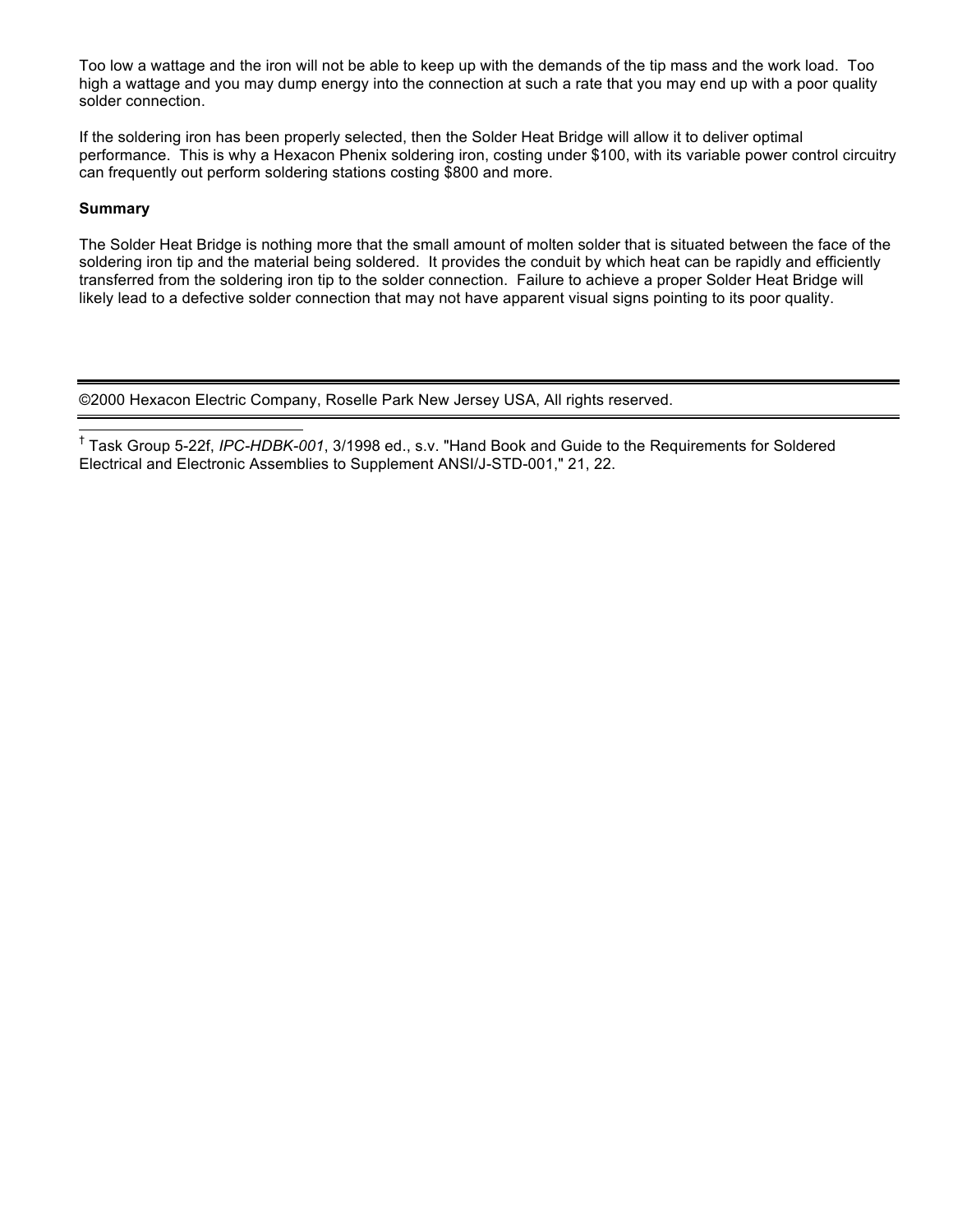Too low a wattage and the iron will not be able to keep up with the demands of the tip mass and the work load. Too high a wattage and you may dump energy into the connection at such a rate that you may end up with a poor quality solder connection.

If the soldering iron has been properly selected, then the Solder Heat Bridge will allow it to deliver optimal performance. This is why a Hexacon Phenix soldering iron, costing under $100, with its variable power control circuitry can frequently out perform soldering stations costing $800 and more.

**Summary**

The Solder Heat Bridge is nothing more that the small amount of molten solder that is situated between the face of the soldering iron tip and the material being soldered. It provides the conduit by which heat can be rapidly and efficiently transferred from the soldering iron tip to the solder connection. Failure to achieve a proper Solder Heat Bridge will likely lead to a defective solder connection that may not have apparent visual signs pointing to its poor quality.

---

©2000 Hexacon Electric Company, Roselle Park New Jersey USA, All rights reserved.

---

[†] Task Group 5-22f, *IPC-HDBK-001*, 3/1998 ed., s.v. "Hand Book and Guide to the Requirements for Soldered Electrical and Electronic Assemblies to Supplement ANSI/J-STD-001," 21, 22.